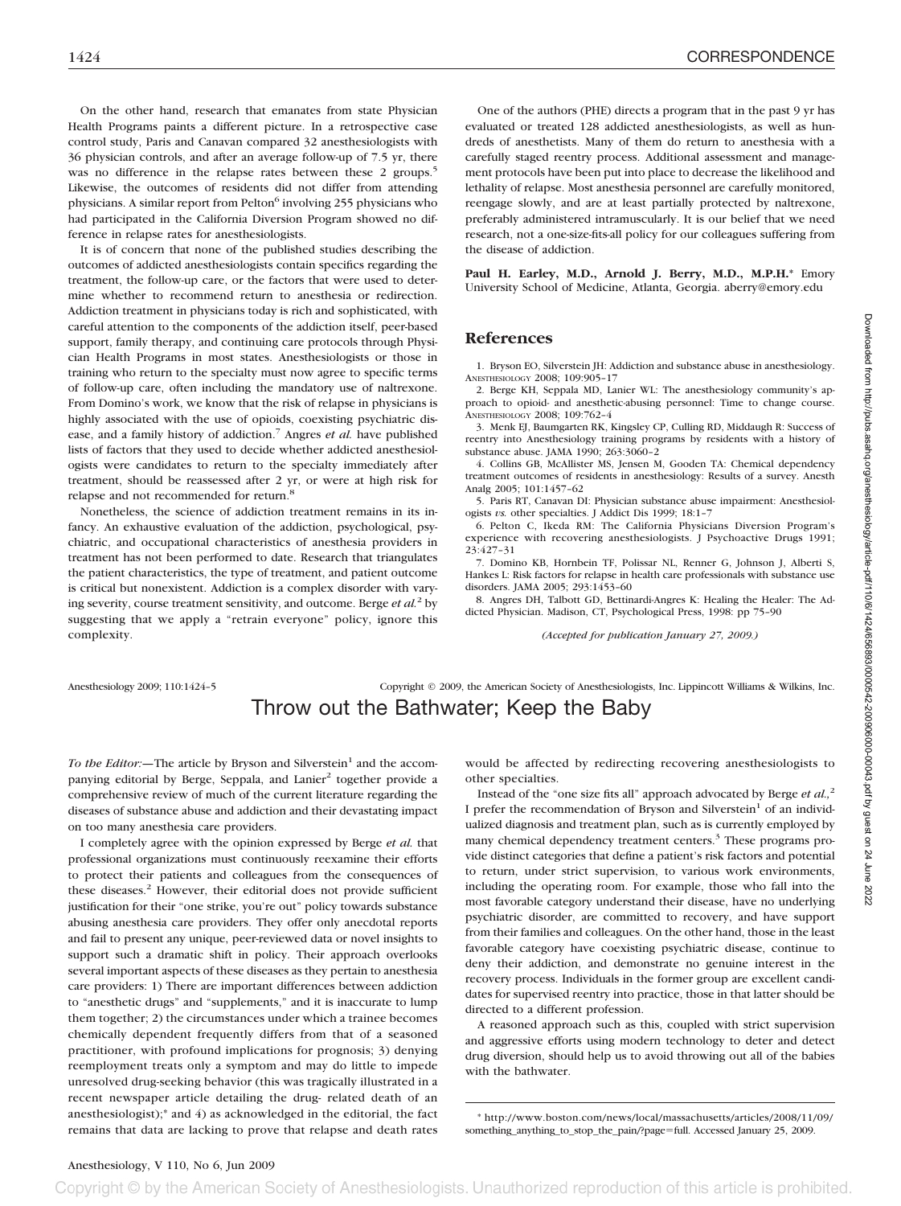On the other hand, research that emanates from state Physician Health Programs paints a different picture. In a retrospective case control study, Paris and Canavan compared 32 anesthesiologists with 36 physician controls, and after an average follow-up of 7.5 yr, there was no difference in the relapse rates between these 2 groups.[5] Likewise, the outcomes of residents did not differ from attending physicians. A similar report from Pelton[6] involving 255 physicians who had participated in the California Diversion Program showed no difference in relapse rates for anesthesiologists.

It is of concern that none of the published studies describing the outcomes of addicted anesthesiologists contain specifics regarding the treatment, the follow-up care, or the factors that were used to determine whether to recommend return to anesthesia or redirection. Addiction treatment in physicians today is rich and sophisticated, with careful attention to the components of the addiction itself, peer-based support, family therapy, and continuing care protocols through Physician Health Programs in most states. Anesthesiologists or those in training who return to the specialty must now agree to specific terms of follow-up care, often including the mandatory use of naltrexone. From Domino's work, we know that the risk of relapse in physicians is highly associated with the use of opioids, coexisting psychiatric disease, and a family history of addiction.[7] Angres *et al.* have published lists of factors that they used to decide whether addicted anesthesiologists were candidates to return to the specialty immediately after treatment, should be reassessed after 2 yr, or were at high risk for relapse and not recommended for return.[8]

Nonetheless, the science of addiction treatment remains in its infancy. An exhaustive evaluation of the addiction, psychological, psychiatric, and occupational characteristics of anesthesia providers in treatment has not been performed to date. Research that triangulates the patient characteristics, the type of treatment, and patient outcome is critical but nonexistent. Addiction is a complex disorder with varying severity, course treatment sensitivity, and outcome. Berge *et al.*[2] by suggesting that we apply a "retrain everyone" policy, ignore this complexity.

One of the authors (PHE) directs a program that in the past 9 yr has evaluated or treated 128 addicted anesthesiologists, as well as hundreds of anesthetists. Many of them do return to anesthesia with a carefully staged reentry process. Additional assessment and management protocols have been put into place to decrease the likelihood and lethality of relapse. Most anesthesia personnel are carefully monitored, reengage slowly, and are at least partially protected by naltrexone, preferably administered intramuscularly. It is our belief that we need research, not a one-size-fits-all policy for our colleagues suffering from the disease of addiction.

**Paul H. Earley, M.D., Arnold J. Berry, M.D., M.P.H.*** Emory University School of Medicine, Atlanta, Georgia. aberry@emory.edu

## References

1. Bryson EO, Silverstein JH: Addiction and substance abuse in anesthesiology. ANESTHESIOLOGY 2008; 109:905–17
2. Berge KH, Seppala MD, Lanier WL: The anesthesiology community's approach to opioid- and anesthetic-abusing personnel: Time to change course. ANESTHESIOLOGY 2008; 109:762–4
3. Menk EJ, Baumgarten RK, Kingsley CP, Culling RD, Middaugh R: Success of reentry into Anesthesiology training programs by residents with a history of substance abuse. JAMA 1990; 263:3060–2
4. Collins GB, McAllister MS, Jensen M, Gooden TA: Chemical dependency treatment outcomes of residents in anesthesiology: Results of a survey. Anesth Analg 2005; 101:1457–62
5. Paris RT, Canavan DI: Physician substance abuse impairment: Anesthesiologists *vs.* other specialties. J Addict Dis 1999; 18:1–7
6. Pelton C, Ikeda RM: The California Physicians Diversion Program's experience with recovering anesthesiologists. J Psychoactive Drugs 1991; 23:427–31
7. Domino KB, Hornbein TF, Polissar NL, Renner G, Johnson J, Alberti S, Hankes L: Risk factors for relapse in health care professionals with substance use disorders. JAMA 2005; 293:1453–60
8. Angres DH, Talbott GD, Bettinardi-Angres K: Healing the Healer: The Addicted Physician. Madison, CT, Psychological Press, 1998: pp 75–90

*(Accepted for publication January 27, 2009.)*

# Throw out the Bathwater; Keep the Baby

*To the Editor:*—The article by Bryson and Silverstein[1] and the accompanying editorial by Berge, Seppala, and Lanier[2] together provide a comprehensive review of much of the current literature regarding the diseases of substance abuse and addiction and their devastating impact on too many anesthesia care providers.

I completely agree with the opinion expressed by Berge *et al.* that professional organizations must continuously reexamine their efforts to protect their patients and colleagues from the consequences of these diseases.[2] However, their editorial does not provide sufficient justification for their "one strike, you're out" policy towards substance abusing anesthesia care providers. They offer only anecdotal reports and fail to present any unique, peer-reviewed data or novel insights to support such a dramatic shift in policy. Their approach overlooks several important aspects of these diseases as they pertain to anesthesia care providers: 1) There are important differences between addiction to "anesthetic drugs" and "supplements," and it is inaccurate to lump them together; 2) the circumstances under which a trainee becomes chemically dependent frequently differs from that of a seasoned practitioner, with profound implications for prognosis; 3) denying reemployment treats only a symptom and may do little to impede unresolved drug-seeking behavior (this was tragically illustrated in a recent newspaper article detailing the drug- related death of an anesthesiologist);* and 4) as acknowledged in the editorial, the fact remains that data are lacking to prove that relapse and death rates would be affected by redirecting recovering anesthesiologists to other specialties.

Instead of the "one size fits all" approach advocated by Berge *et al.*,[2] I prefer the recommendation of Bryson and Silverstein[1] of an individualized diagnosis and treatment plan, such as is currently employed by many chemical dependency treatment centers.[3] These programs provide distinct categories that define a patient's risk factors and potential to return, under strict supervision, to various work environments, including the operating room. For example, those who fall into the most favorable category understand their disease, have no underlying psychiatric disorder, are committed to recovery, and have support from their families and colleagues. On the other hand, those in the least favorable category have coexisting psychiatric disease, continue to deny their addiction, and demonstrate no genuine interest in the recovery process. Individuals in the former group are excellent candidates for supervised reentry into practice, those in that latter should be directed to a different profession.

A reasoned approach such as this, coupled with strict supervision and aggressive efforts using modern technology to deter and detect drug diversion, should help us to avoid throwing out all of the babies with the bathwater.

\* http://www.boston.com/news/local/massachusetts/articles/2008/11/09/something_anything_to_stop_the_pain/?page=full. Accessed January 25, 2009.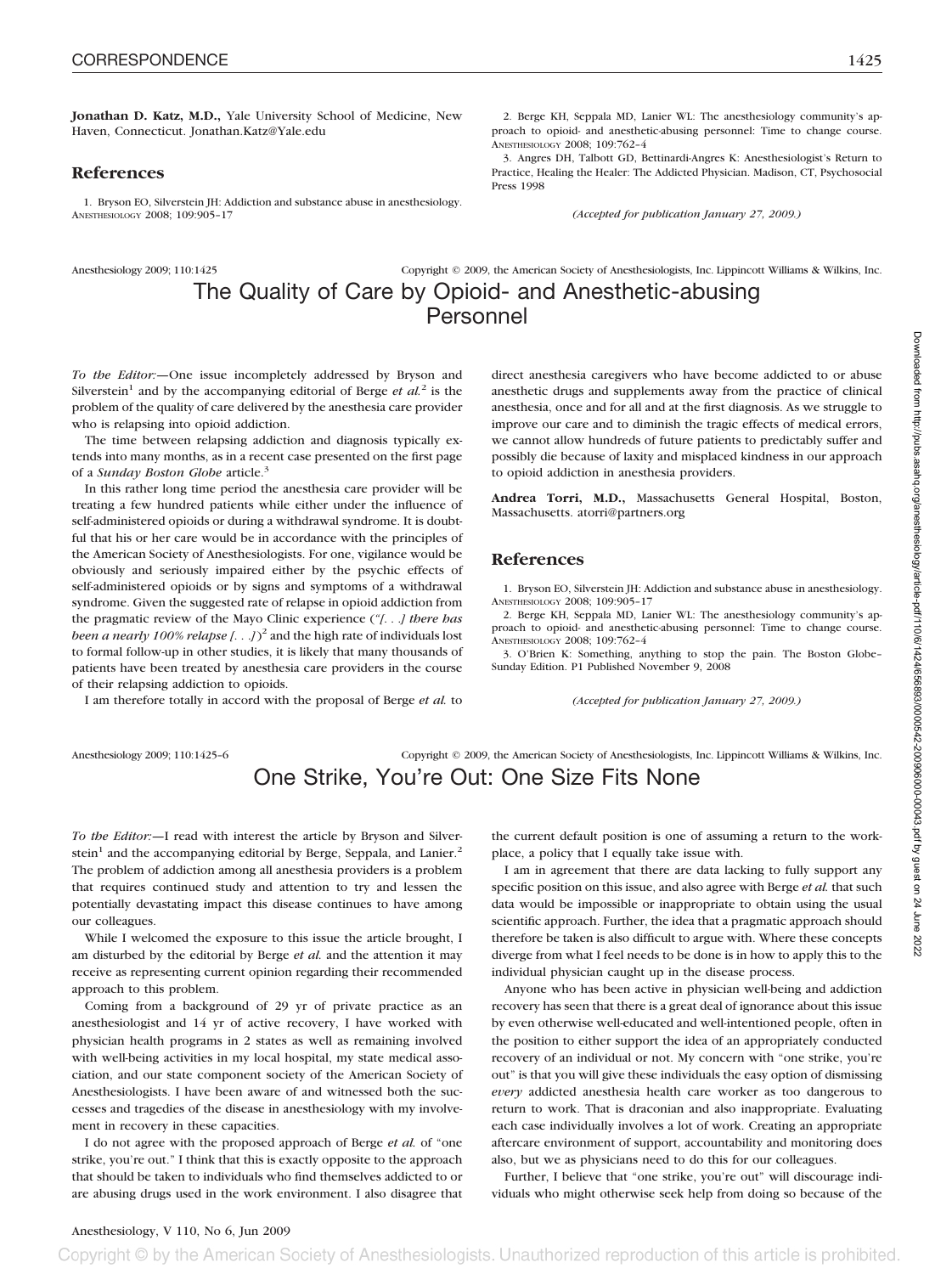**Jonathan D. Katz, M.D.,** Yale University School of Medicine, New Haven, Connecticut. Jonathan.Katz@Yale.edu

## References

1. Bryson EO, Silverstein JH: Addiction and substance abuse in anesthesiology. Anesthesiology 2008; 109:905–17
2. Berge KH, Seppala MD, Lanier WL: The anesthesiology community's approach to opioid- and anesthetic-abusing personnel: Time to change course. Anesthesiology 2008; 109:762–4
3. Angres DH, Talbott GD, Bettinardi-Angres K: Anesthesiologist's Return to Practice, Healing the Healer: The Addicted Physician. Madison, CT, Psychosocial Press 1998

*(Accepted for publication January 27, 2009.)*

Anesthesiology 2009; 110:1425 Copyright © 2009, the American Society of Anesthesiologists, Inc. Lippincott Williams & Wilkins, Inc.

# The Quality of Care by Opioid- and Anesthetic-abusing Personnel

*To the Editor:*—One issue incompletely addressed by Bryson and Silverstein[1] and by the accompanying editorial of Berge *et al.*[2] is the problem of the quality of care delivered by the anesthesia care provider who is relapsing into opioid addiction.

The time between relapsing addiction and diagnosis typically extends into many months, as in a recent case presented on the first page of a *Sunday Boston Globe* article.[3]

In this rather long time period the anesthesia care provider will be treating a few hundred patients while either under the influence of self-administered opioids or during a withdrawal syndrome. It is doubtful that his or her care would be in accordance with the principles of the American Society of Anesthesiologists. For one, vigilance would be obviously and seriously impaired either by the psychic effects of self-administered opioids or by signs and symptoms of a withdrawal syndrome. Given the suggested rate of relapse in opioid addiction from the pragmatic review of the Mayo Clinic experience (*"[. . .] there has been a nearly 100% relapse [. . .]"*)[2] and the high rate of individuals lost to formal follow-up in other studies, it is likely that many thousands of patients have been treated by anesthesia care providers in the course of their relapsing addiction to opioids.

I am therefore totally in accord with the proposal of Berge *et al.* to direct anesthesia caregivers who have become addicted to or abuse anesthetic drugs and supplements away from the practice of clinical anesthesia, once and for all and at the first diagnosis. As we struggle to improve our care and to diminish the tragic effects of medical errors, we cannot allow hundreds of future patients to predictably suffer and possibly die because of laxity and misplaced kindness in our approach to opioid addiction in anesthesia providers.

**Andrea Torri, M.D.,** Massachusetts General Hospital, Boston, Massachusetts. atorri@partners.org

## References

1. Bryson EO, Silverstein JH: Addiction and substance abuse in anesthesiology. Anesthesiology 2008; 109:905–17
2. Berge KH, Seppala MD, Lanier WL: The anesthesiology community's approach to opioid- and anesthetic-abusing personnel: Time to change course. Anesthesiology 2008; 109:762–4
3. O'Brien K: Something, anything to stop the pain. The Boston Globe–Sunday Edition. P1 Published November 9, 2008

*(Accepted for publication January 27, 2009.)*

Anesthesiology 2009; 110:1425–6 Copyright © 2009, the American Society of Anesthesiologists, Inc. Lippincott Williams & Wilkins, Inc.

# One Strike, You're Out: One Size Fits None

*To the Editor:*—I read with interest the article by Bryson and Silverstein[1] and the accompanying editorial by Berge, Seppala, and Lanier.[2] The problem of addiction among all anesthesia providers is a problem that requires continued study and attention to try and lessen the potentially devastating impact this disease continues to have among our colleagues.

While I welcomed the exposure to this issue the article brought, I am disturbed by the editorial by Berge *et al.* and the attention it may receive as representing current opinion regarding their recommended approach to this problem.

Coming from a background of 29 yr of private practice as an anesthesiologist and 14 yr of active recovery, I have worked with physician health programs in 2 states as well as remaining involved with well-being activities in my local hospital, my state medical association, and our state component society of the American Society of Anesthesiologists. I have been aware of and witnessed both the successes and tragedies of the disease in anesthesiology with my involvement in recovery in these capacities.

I do not agree with the proposed approach of Berge *et al.* of "one strike, you're out." I think that this is exactly opposite to the approach that should be taken to individuals who find themselves addicted to or are abusing drugs used in the work environment. I also disagree that the current default position is one of assuming a return to the workplace, a policy that I equally take issue with.

I am in agreement that there are data lacking to fully support any specific position on this issue, and also agree with Berge *et al.* that such data would be impossible or inappropriate to obtain using the usual scientific approach. Further, the idea that a pragmatic approach should therefore be taken is also difficult to argue with. Where these concepts diverge from what I feel needs to be done is in how to apply this to the individual physician caught up in the disease process.

Anyone who has been active in physician well-being and addiction recovery has seen that there is a great deal of ignorance about this issue by even otherwise well-educated and well-intentioned people, often in the position to either support the idea of an appropriately conducted recovery of an individual or not. My concern with "one strike, you're out" is that you will give these individuals the easy option of dismissing *every* addicted anesthesia health care worker as too dangerous to return to work. That is draconian and also inappropriate. Evaluating each case individually involves a lot of work. Creating an appropriate aftercare environment of support, accountability and monitoring does also, but we as physicians need to do this for our colleagues.

Further, I believe that "one strike, you're out" will discourage individuals who might otherwise seek help from doing so because of the